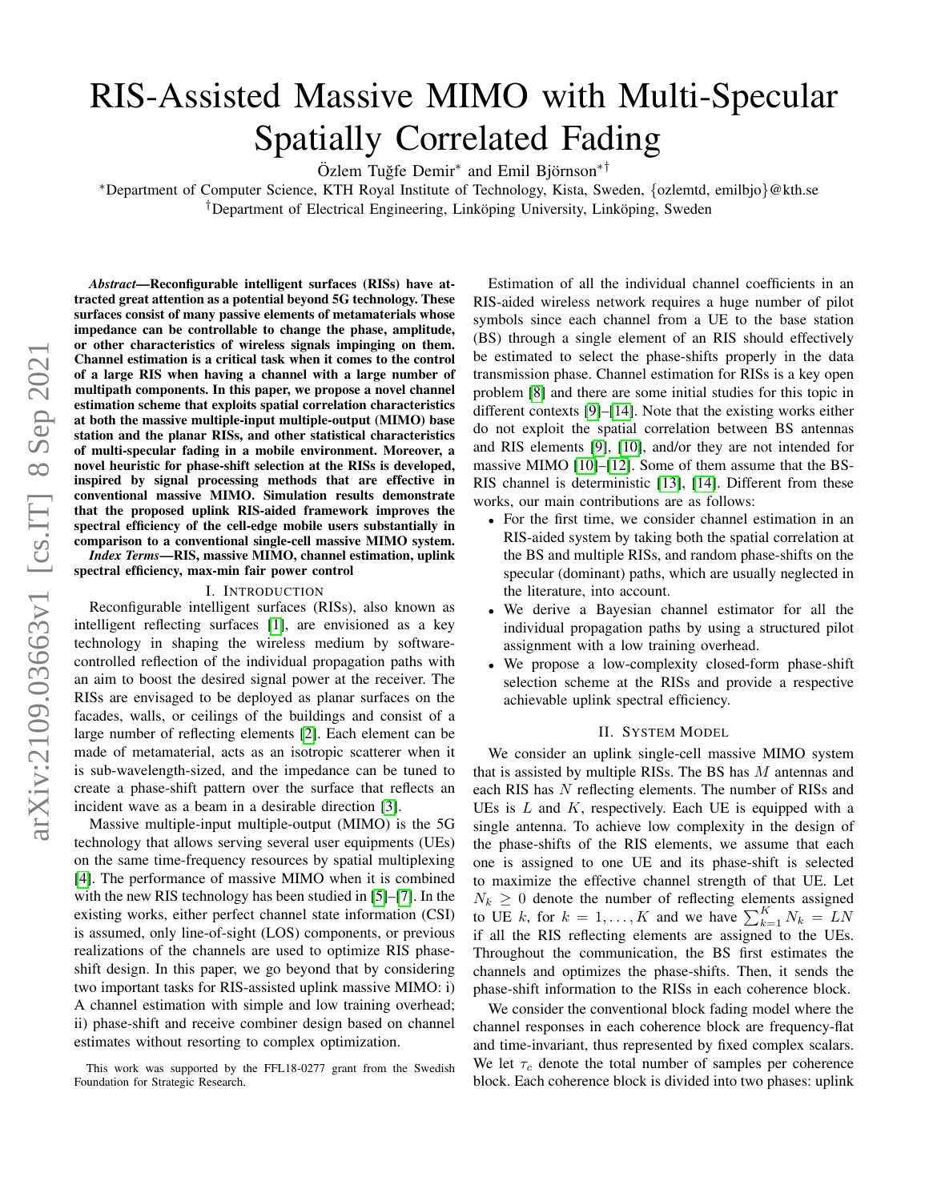# RIS-Assisted Massive MIMO with Multi-Specular Spatially Correlated Fading

Özlem Tuğfe Demir[∗] and Emil Björnson[∗†]

[∗]Department of Computer Science, KTH Royal Institute of Technology, Kista, Sweden, {ozlemtd, emilbjo}@kth.se

[†]Department of Electrical Engineering, Linköping University, Linköping, Sweden

***Abstract*—Reconfigurable intelligent surfaces (RISs) have attracted great attention as a potential beyond 5G technology. These surfaces consist of many passive elements of metamaterials whose impedance can be controllable to change the phase, amplitude, or other characteristics of wireless signals impinging on them. Channel estimation is a critical task when it comes to the control of a large RIS when having a channel with a large number of multipath components. In this paper, we propose a novel channel estimation scheme that exploits spatial correlation characteristics at both the massive multiple-input multiple-output (MIMO) base station and the planar RISs, and other statistical characteristics of multi-specular fading in a mobile environment. Moreover, a novel heuristic for phase-shift selection at the RISs is developed, inspired by signal processing methods that are effective in conventional massive MIMO. Simulation results demonstrate that the proposed uplink RIS-aided framework improves the spectral efficiency of the cell-edge mobile users substantially in comparison to a conventional single-cell massive MIMO system.**

***Index Terms*—RIS, massive MIMO, channel estimation, uplink spectral efficiency, max-min fair power control**

## I. Introduction

Reconfigurable intelligent surfaces (RISs), also known as intelligent reflecting surfaces [1], are envisioned as a key technology in shaping the wireless medium by software-controlled reflection of the individual propagation paths with an aim to boost the desired signal power at the receiver. The RISs are envisaged to be deployed as planar surfaces on the facades, walls, or ceilings of the buildings and consist of a large number of reflecting elements [2]. Each element can be made of metamaterial, acts as an isotropic scatterer when it is sub-wavelength-sized, and the impedance can be tuned to create a phase-shift pattern over the surface that reflects an incident wave as a beam in a desirable direction [3].

Massive multiple-input multiple-output (MIMO) is the 5G technology that allows serving several user equipments (UEs) on the same time-frequency resources by spatial multiplexing [4]. The performance of massive MIMO when it is combined with the new RIS technology has been studied in [5]–[7]. In the existing works, either perfect channel state information (CSI) is assumed, only line-of-sight (LOS) components, or previous realizations of the channels are used to optimize RIS phase-shift design. In this paper, we go beyond that by considering two important tasks for RIS-assisted uplink massive MIMO: i) A channel estimation with simple and low training overhead; ii) phase-shift and receive combiner design based on channel estimates without resorting to complex optimization.

This work was supported by the FFL18-0277 grant from the Swedish Foundation for Strategic Research.

Estimation of all the individual channel coefficients in an RIS-aided wireless network requires a huge number of pilot symbols since each channel from a UE to the base station (BS) through a single element of an RIS should effectively be estimated to select the phase-shifts properly in the data transmission phase. Channel estimation for RISs is a key open problem [8] and there are some initial studies for this topic in different contexts [9]–[14]. Note that the existing works either do not exploit the spatial correlation between BS antennas and RIS elements [9], [10], and/or they are not intended for massive MIMO [10]–[12]. Some of them assume that the BS-RIS channel is deterministic [13], [14]. Different from these works, our main contributions are as follows:

- For the first time, we consider channel estimation in an RIS-aided system by taking both the spatial correlation at the BS and multiple RISs, and random phase-shifts on the specular (dominant) paths, which are usually neglected in the literature, into account.
- We derive a Bayesian channel estimator for all the individual propagation paths by using a structured pilot assignment with a low training overhead.
- We propose a low-complexity closed-form phase-shift selection scheme at the RISs and provide a respective achievable uplink spectral efficiency.

## II. System Model

We consider an uplink single-cell massive MIMO system that is assisted by multiple RISs. The BS has $M$ antennas and each RIS has $N$ reflecting elements. The number of RISs and UEs is $L$ and $K$, respectively. Each UE is equipped with a single antenna. To achieve low complexity in the design of the phase-shifts of the RIS elements, we assume that each one is assigned to one UE and its phase-shift is selected to maximize the effective channel strength of that UE. Let $N_k \geq 0$ denote the number of reflecting elements assigned to UE $k$, for $k = 1, \ldots, K$ and we have $\sum_{k=1}^{K} N_k = LN$ if all the RIS reflecting elements are assigned to the UEs. Throughout the communication, the BS first estimates the channels and optimizes the phase-shifts. Then, it sends the phase-shift information to the RISs in each coherence block.

We consider the conventional block fading model where the channel responses in each coherence block are frequency-flat and time-invariant, thus represented by fixed complex scalars. We let $\tau_c$ denote the total number of samples per coherence block. Each coherence block is divided into two phases: uplink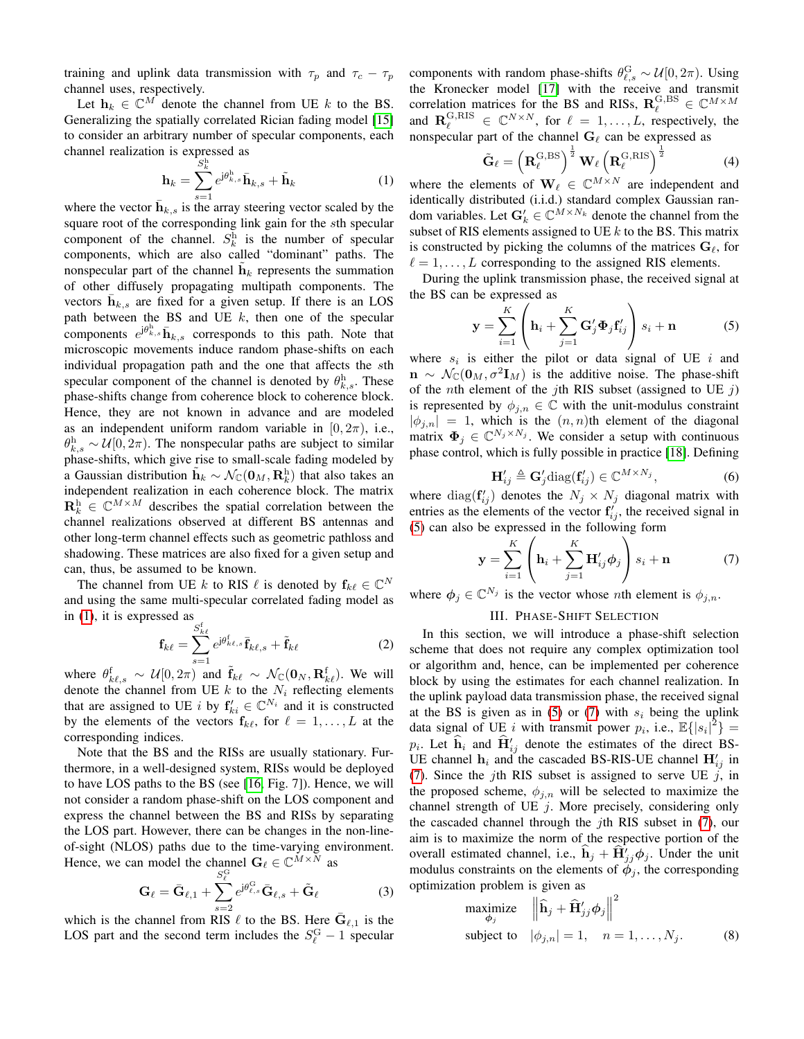training and uplink data transmission with $\tau_p$ and $\tau_c - \tau_p$ channel uses, respectively.

Let $\mathbf{h}_k \in \mathbb{C}^M$ denote the channel from UE $k$ to the BS. Generalizing the spatially correlated Rician fading model [15] to consider an arbitrary number of specular components, each channel realization is expressed as

$$\mathbf{h}_k = \sum_{s=1}^{S_k^{\mathrm{h}}} e^{\mathrm{j}\theta_{k,s}^{\mathrm{h}}} \bar{\mathbf{h}}_{k,s} + \tilde{\mathbf{h}}_k \tag{1}$$

where the vector $\bar{\mathbf{h}}_{k,s}$ is the array steering vector scaled by the square root of the corresponding link gain for the $s$th specular component of the channel. $S_k^{\mathrm{h}}$ is the number of specular components, which are also called "dominant" paths. The nonspecular part of the channel $\tilde{\mathbf{h}}_k$ represents the summation of other diffusely propagating multipath components. The vectors $\bar{\mathbf{h}}_{k,s}$ are fixed for a given setup. If there is an LOS path between the BS and UE $k$, then one of the specular components $e^{\mathrm{j}\theta_{k,s}^{\mathrm{h}}}\bar{\mathbf{h}}_{k,s}$ corresponds to this path. Note that microscopic movements induce random phase-shifts on each individual propagation path and the one that affects the $s$th specular component of the channel is denoted by $\theta_{k,s}^{\mathrm{h}}$. These phase-shifts change from coherence block to coherence block. Hence, they are not known in advance and are modeled as an independent uniform random variable in $[0, 2\pi)$, i.e., $\theta_{k,s}^{\mathrm{h}} \sim \mathcal{U}[0, 2\pi)$. The nonspecular paths are subject to similar phase-shifts, which give rise to small-scale fading modeled by a Gaussian distribution $\tilde{\mathbf{h}}_k \sim \mathcal{N}_{\mathbb{C}}(\mathbf{0}_M, \mathbf{R}_k^{\mathrm{h}})$ that also takes an independent realization in each coherence block. The matrix $\mathbf{R}_k^{\mathrm{h}} \in \mathbb{C}^{M\times M}$ describes the spatial correlation between the channel realizations observed at different BS antennas and other long-term channel effects such as geometric pathloss and shadowing. These matrices are also fixed for a given setup and can, thus, be assumed to be known.

The channel from UE $k$ to RIS $\ell$ is denoted by $\mathbf{f}_{k\ell} \in \mathbb{C}^N$ and using the same multi-specular correlated fading model as in (1), it is expressed as

$$\mathbf{f}_{k\ell} = \sum_{s=1}^{S_{k\ell}^{\mathrm{f}}} e^{\mathrm{j}\theta_{k\ell,s}^{\mathrm{f}}} \bar{\mathbf{f}}_{k\ell,s} + \tilde{\mathbf{f}}_{k\ell} \tag{2}$$

where $\theta_{k\ell,s}^{\mathrm{f}} \sim \mathcal{U}[0, 2\pi)$ and $\tilde{\mathbf{f}}_{k\ell} \sim \mathcal{N}_{\mathbb{C}}(\mathbf{0}_N, \mathbf{R}_{k\ell}^{\mathrm{f}})$. We will denote the channel from UE $k$ to the $N_i$ reflecting elements that are assigned to UE $i$ by $\mathbf{f}'_{ki} \in \mathbb{C}^{N_i}$ and it is constructed by the elements of the vectors $\mathbf{f}_{k\ell}$, for $\ell = 1, \ldots, L$ at the corresponding indices.

Note that the BS and the RISs are usually stationary. Furthermore, in a well-designed system, RISs would be deployed to have LOS paths to the BS (see [16, Fig. 7]). Hence, we will not consider a random phase-shift on the LOS component and express the channel between the BS and RISs by separating the LOS part. However, there can be changes in the non-line-of-sight (NLOS) paths due to the time-varying environment. Hence, we can model the channel $\mathbf{G}_\ell \in \mathbb{C}^{M\times N}$ as

$$\mathbf{G}_\ell = \bar{\mathbf{G}}_{\ell,1} + \sum_{s=2}^{S_\ell^{\mathrm{G}}} e^{\mathrm{j}\theta_{\ell,s}^{\mathrm{G}}} \bar{\mathbf{G}}_{\ell,s} + \tilde{\mathbf{G}}_\ell \tag{3}$$

which is the channel from RIS $\ell$ to the BS. Here $\bar{\mathbf{G}}_{\ell,1}$ is the LOS part and the second term includes the $S_\ell^{\mathrm{G}} - 1$ specular components with random phase-shifts $\theta_{\ell,s}^{\mathrm{G}} \sim \mathcal{U}[0, 2\pi)$. Using the Kronecker model [17] with the receive and transmit correlation matrices for the BS and RISs, $\mathbf{R}_\ell^{\mathrm{G,BS}} \in \mathbb{C}^{M\times M}$ and $\mathbf{R}_\ell^{\mathrm{G,RIS}} \in \mathbb{C}^{N\times N}$, for $\ell = 1, \ldots, L$, respectively, the nonspecular part of the channel $\mathbf{G}_\ell$ can be expressed as

$$\tilde{\mathbf{G}}_\ell = \left(\mathbf{R}_\ell^{\mathrm{G,BS}}\right)^{\frac{1}{2}} \mathbf{W}_\ell \left(\mathbf{R}_\ell^{\mathrm{G,RIS}}\right)^{\frac{1}{2}} \tag{4}$$

where the elements of $\mathbf{W}_\ell \in \mathbb{C}^{M\times N}$ are independent and identically distributed (i.i.d.) standard complex Gaussian random variables. Let $\mathbf{G}'_k \in \mathbb{C}^{M\times N_k}$ denote the channel from the subset of RIS elements assigned to UE $k$ to the BS. This matrix is constructed by picking the columns of the matrices $\mathbf{G}_\ell$, for $\ell = 1, \ldots, L$ corresponding to the assigned RIS elements.

During the uplink transmission phase, the received signal at the BS can be expressed as

$$\mathbf{y} = \sum_{i=1}^{K} \left( \mathbf{h}_i + \sum_{j=1}^{K} \mathbf{G}'_j \boldsymbol{\Phi}_j \mathbf{f}'_{ij} \right) s_i + \mathbf{n} \tag{5}$$

where $s_i$ is either the pilot or data signal of UE $i$ and $\mathbf{n} \sim \mathcal{N}_{\mathbb{C}}(\mathbf{0}_M, \sigma^2 \mathbf{I}_M)$ is the additive noise. The phase-shift of the $n$th element of the $j$th RIS subset (assigned to UE $j$) is represented by $\phi_{j,n} \in \mathbb{C}$ with the unit-modulus constraint $|\phi_{j,n}| = 1$, which is the $(n,n)$th element of the diagonal matrix $\boldsymbol{\Phi}_j \in \mathbb{C}^{N_j\times N_j}$. We consider a setup with continuous phase control, which is fully possible in practice [18]. Defining

$$\mathbf{H}'_{ij} \triangleq \mathbf{G}'_j \mathrm{diag}(\mathbf{f}'_{ij}) \in \mathbb{C}^{M\times N_j}, \tag{6}$$

where $\mathrm{diag}(\mathbf{f}'_{ij})$ denotes the $N_j \times N_j$ diagonal matrix with entries as the elements of the vector $\mathbf{f}'_{ij}$, the received signal in (5) can also be expressed in the following form

$$\mathbf{y} = \sum_{i=1}^{K} \left( \mathbf{h}_i + \sum_{j=1}^{K} \mathbf{H}'_{ij} \boldsymbol{\phi}_j \right) s_i + \mathbf{n} \tag{7}$$

where $\boldsymbol{\phi}_j \in \mathbb{C}^{N_j}$ is the vector whose $n$th element is $\phi_{j,n}$.

## III. Phase-Shift Selection

In this section, we will introduce a phase-shift selection scheme that does not require any complex optimization tool or algorithm and, hence, can be implemented per coherence block by using the estimates for each channel realization. In the uplink payload data transmission phase, the received signal at the BS is given as in (5) or (7) with $s_i$ being the uplink data signal of UE $i$ with transmit power $p_i$, i.e., $\mathbb{E}\{|s_i|^2\} = p_i$. Let $\widehat{\mathbf{h}}_i$ and $\widehat{\mathbf{H}}'_{ij}$ denote the estimates of the direct BS-UE channel $\mathbf{h}_i$ and the cascaded BS-RIS-UE channel $\mathbf{H}'_{ij}$ in (7). Since the $j$th RIS subset is assigned to serve UE $j$, in the proposed scheme, $\phi_{j,n}$ will be selected to maximize the channel strength of UE $j$. More precisely, considering only the cascaded channel through the $j$th RIS subset in (7), our aim is to maximize the norm of the respective portion of the overall estimated channel, i.e., $\widehat{\mathbf{h}}_j + \widehat{\mathbf{H}}'_{jj}\boldsymbol{\phi}_j$. Under the unit modulus constraints on the elements of $\boldsymbol{\phi}_j$, the corresponding optimization problem is given as

$$\begin{aligned} \underset{\boldsymbol{\phi}_j}{\text{maximize}} \quad & \left\| \widehat{\mathbf{h}}_j + \widehat{\mathbf{H}}'_{jj} \boldsymbol{\phi}_j \right\|^2 \\ \text{subject to} \quad & |\phi_{j,n}| = 1, \quad n = 1, \ldots, N_j. \end{aligned} \tag{8}$$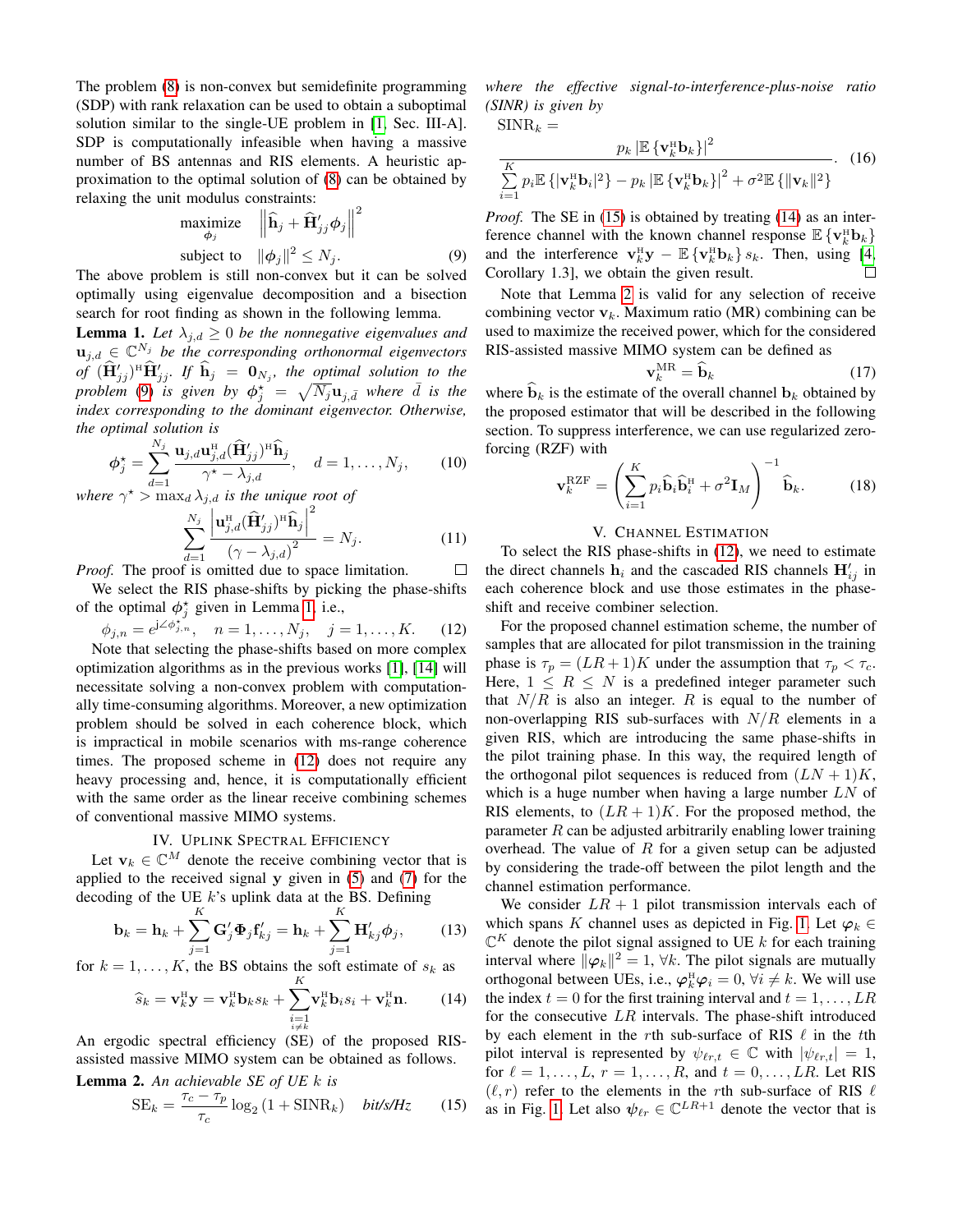The problem (8) is non-convex but semidefinite programming (SDP) with rank relaxation can be used to obtain a suboptimal solution similar to the single-UE problem in [1, Sec. III-A]. SDP is computationally infeasible when having a massive number of BS antennas and RIS elements. A heuristic approximation to the optimal solution of (8) can be obtained by relaxing the unit modulus constraints:

$$\begin{aligned} \underset{\boldsymbol{\phi}_j}{\text{maximize}} \quad & \left\| \widehat{\mathbf{h}}_j + \widehat{\mathbf{H}}'_{jj} \boldsymbol{\phi}_j \right\|^2 \\ \text{subject to} \quad & \|\boldsymbol{\phi}_j\|^2 \leq N_j. \end{aligned} \tag{9}$$

The above problem is still non-convex but it can be solved optimally using eigenvalue decomposition and a bisection search for root finding as shown in the following lemma.

**Lemma 1.** *Let $\lambda_{j,d} \geq 0$ be the nonnegative eigenvalues and $\mathbf{u}_{j,d} \in \mathbb{C}^{N_j}$ be the corresponding orthonormal eigenvectors of $(\widehat{\mathbf{H}}'_{jj})^{\mathrm{H}} \widehat{\mathbf{H}}'_{jj}$. If $\widehat{\mathbf{h}}_j = \mathbf{0}_{N_j}$, the optimal solution to the problem (9) is given by $\boldsymbol{\phi}_j^\star = \sqrt{N_j} \mathbf{u}_{j,\bar{d}}$ where $\bar{d}$ is the index corresponding to the dominant eigenvector. Otherwise, the optimal solution is*

$$\boldsymbol{\phi}_j^\star = \sum_{d=1}^{N_j} \frac{\mathbf{u}_{j,d} \mathbf{u}_{j,d}^{\mathrm{H}} (\widehat{\mathbf{H}}'_{jj})^{\mathrm{H}} \widehat{\mathbf{h}}_j}{\gamma^\star - \lambda_{j,d}}, \quad d = 1, \ldots, N_j, \tag{10}$$

*where $\gamma^\star > \max_d \lambda_{j,d}$ is the unique root of*

$$\sum_{d=1}^{N_j} \frac{\left| \mathbf{u}_{j,d}^{\mathrm{H}} (\widehat{\mathbf{H}}'_{jj})^{\mathrm{H}} \widehat{\mathbf{h}}_j \right|^2}{(\gamma - \lambda_{j,d})^2} = N_j. \tag{11}$$

*Proof.* The proof is omitted due to space limitation. □

We select the RIS phase-shifts by picking the phase-shifts of the optimal $\boldsymbol{\phi}_j^\star$ given in Lemma 1, i.e.,

$$\phi_{j,n} = e^{\mathrm{j} \angle \phi_{j,n}^\star}, \quad n = 1, \ldots, N_j, \quad j = 1, \ldots, K. \tag{12}$$

Note that selecting the phase-shifts based on more complex optimization algorithms as in the previous works [1], [14] will necessitate solving a non-convex problem with computationally time-consuming algorithms. Moreover, a new optimization problem should be solved in each coherence block, which is impractical in mobile scenarios with ms-range coherence times. The proposed scheme in (12) does not require any heavy processing and, hence, it is computationally efficient with the same order as the linear receive combining schemes of conventional massive MIMO systems.

## IV. Uplink Spectral Efficiency

Let $\mathbf{v}_k \in \mathbb{C}^M$ denote the receive combining vector that is applied to the received signal $\mathbf{y}$ given in (5) and (7) for the decoding of the UE $k$'s uplink data at the BS. Defining

$$\mathbf{b}_k = \mathbf{h}_k + \sum_{j=1}^{K} \mathbf{G}'_j \boldsymbol{\Phi}_j \mathbf{f}'_{kj} = \mathbf{h}_k + \sum_{j=1}^{K} \mathbf{H}'_{kj} \boldsymbol{\phi}_j, \tag{13}$$

for $k = 1, \ldots, K$, the BS obtains the soft estimate of $s_k$ as

$$\widehat{s}_k = \mathbf{v}_k^{\mathrm{H}} \mathbf{y} = \mathbf{v}_k^{\mathrm{H}} \mathbf{b}_k s_k + \sum_{\substack{i=1 \\ i \neq k}}^{K} \mathbf{v}_k^{\mathrm{H}} \mathbf{b}_i s_i + \mathbf{v}_k^{\mathrm{H}} \mathbf{n}. \tag{14}$$

An ergodic spectral efficiency (SE) of the proposed RIS-assisted massive MIMO system can be obtained as follows.

**Lemma 2.** *An achievable SE of UE $k$ is*

$$\mathrm{SE}_k = \frac{\tau_c - \tau_p}{\tau_c} \log_2 (1 + \mathrm{SINR}_k) \quad \textit{bit/s/Hz} \tag{15}$$

*where the effective signal-to-interference-plus-noise ratio (SINR) is given by*

$$\mathrm{SINR}_k = \frac{p_k \left| \mathbb{E}\{\mathbf{v}_k^{\mathrm{H}} \mathbf{b}_k\} \right|^2}{\sum_{i=1}^{K} p_i \mathbb{E}\{|\mathbf{v}_k^{\mathrm{H}} \mathbf{b}_i|^2\} - p_k \left| \mathbb{E}\{\mathbf{v}_k^{\mathrm{H}} \mathbf{b}_k\} \right|^2 + \sigma^2 \mathbb{E}\{\|\mathbf{v}_k\|^2\}}. \tag{16}$$

*Proof.* The SE in (15) is obtained by treating (14) as an interference channel with the known channel response $\mathbb{E}\{\mathbf{v}_k^{\mathrm{H}} \mathbf{b}_k\}$ and the interference $\mathbf{v}_k^{\mathrm{H}} \mathbf{y} - \mathbb{E}\{\mathbf{v}_k^{\mathrm{H}} \mathbf{b}_k\} s_k$. Then, using [4, Corollary 1.3], we obtain the given result. □

Note that Lemma 2 is valid for any selection of receive combining vector $\mathbf{v}_k$. Maximum ratio (MR) combining can be used to maximize the received power, which for the considered RIS-assisted massive MIMO system can be defined as

$$\mathbf{v}_k^{\mathrm{MR}} = \widehat{\mathbf{b}}_k \tag{17}$$

where $\widehat{\mathbf{b}}_k$ is the estimate of the overall channel $\mathbf{b}_k$ obtained by the proposed estimator that will be described in the following section. To suppress interference, we can use regularized zero-forcing (RZF) with

$$\mathbf{v}_k^{\mathrm{RZF}} = \left( \sum_{i=1}^{K} p_i \widehat{\mathbf{b}}_i \widehat{\mathbf{b}}_i^{\mathrm{H}} + \sigma^2 \mathbf{I}_M \right)^{-1} \widehat{\mathbf{b}}_k. \tag{18}$$

## V. Channel Estimation

To select the RIS phase-shifts in (12), we need to estimate the direct channels $\mathbf{h}_i$ and the cascaded RIS channels $\mathbf{H}'_{ij}$ in each coherence block and use those estimates in the phase-shift and receive combiner selection.

For the proposed channel estimation scheme, the number of samples that are allocated for pilot transmission in the training phase is $\tau_p = (LR+1)K$ under the assumption that $\tau_p < \tau_c$. Here, $1 \leq R \leq N$ is a predefined integer parameter such that $N/R$ is also an integer. $R$ is equal to the number of non-overlapping RIS sub-surfaces with $N/R$ elements in a given RIS, which are introducing the same phase-shifts in the pilot training phase. In this way, the required length of the orthogonal pilot sequences is reduced from $(LN+1)K$, which is a huge number when having a large number $LN$ of RIS elements, to $(LR+1)K$. For the proposed method, the parameter $R$ can be adjusted arbitrarily enabling lower training overhead. The value of $R$ for a given setup can be adjusted by considering the trade-off between the pilot length and the channel estimation performance.

We consider $LR+1$ pilot transmission intervals each of which spans $K$ channel uses as depicted in Fig. 1. Let $\boldsymbol{\varphi}_k \in \mathbb{C}^K$ denote the pilot signal assigned to UE $k$ for each training interval where $\|\boldsymbol{\varphi}_k\|^2 = 1$, $\forall k$. The pilot signals are mutually orthogonal between UEs, i.e., $\boldsymbol{\varphi}_k^{\mathrm{H}} \boldsymbol{\varphi}_i = 0$, $\forall i \neq k$. We will use the index $t = 0$ for the first training interval and $t = 1, \ldots, LR$ for the consecutive $LR$ intervals. The phase-shift introduced by each element in the $r$th sub-surface of RIS $\ell$ in the $t$th pilot interval is represented by $\psi_{\ell r,t} \in \mathbb{C}$ with $|\psi_{\ell r,t}| = 1$, for $\ell = 1, \ldots, L$, $r = 1, \ldots, R$, and $t = 0, \ldots, LR$. Let RIS $(\ell, r)$ refer to the elements in the $r$th sub-surface of RIS $\ell$ as in Fig. 1. Let also $\boldsymbol{\psi}_{\ell r} \in \mathbb{C}^{LR+1}$ denote the vector that is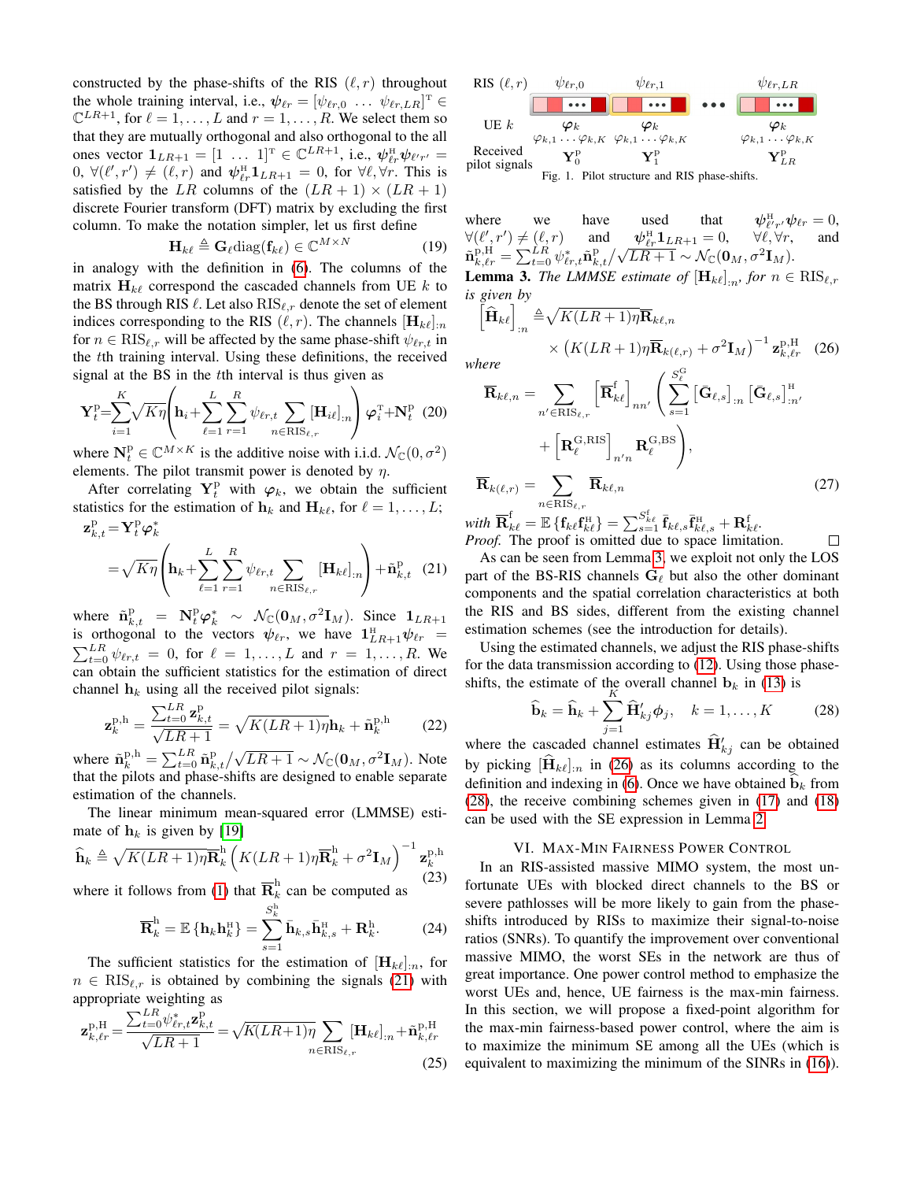constructed by the phase-shifts of the RIS $(\ell, r)$ throughout the whole training interval, i.e., $\boldsymbol{\psi}_{\ell r} = [\psi_{\ell r,0} \ \dots \ \psi_{\ell r,LR}]^{\mathrm{T}} \in \mathbb{C}^{LR+1}$, for $\ell = 1,\dots,L$ and $r = 1,\dots,R$. We select them so that they are mutually orthogonal and also orthogonal to the all ones vector $\mathbf{1}_{LR+1} = [1 \ \dots \ 1]^{\mathrm{T}} \in \mathbb{C}^{LR+1}$, i.e., $\boldsymbol{\psi}_{\ell r}^{\mathrm{H}}\boldsymbol{\psi}_{\ell' r'} = 0$, $\forall(\ell', r') \neq (\ell, r)$ and $\boldsymbol{\psi}_{\ell r}^{\mathrm{H}}\mathbf{1}_{LR+1} = 0$, for $\forall \ell, \forall r$. This is satisfied by the $LR$ columns of the $(LR+1)\times(LR+1)$ discrete Fourier transform (DFT) matrix by excluding the first column. To make the notation simpler, let us first define

$$\mathbf{H}_{k\ell} \triangleq \mathbf{G}_{\ell}\mathrm{diag}(\mathbf{f}_{k\ell}) \in \mathbb{C}^{M\times N} \tag{19}$$

in analogy with the definition in (6). The columns of the matrix $\mathbf{H}_{k\ell}$ correspond the cascaded channels from UE $k$ to the BS through RIS $\ell$. Let also $\mathrm{RIS}_{\ell,r}$ denote the set of element indices corresponding to the RIS $(\ell, r)$. The channels $[\mathbf{H}_{k\ell}]_{:n}$ for $n \in \mathrm{RIS}_{\ell,r}$ will be affected by the same phase-shift $\psi_{\ell r,t}$ in the $t$th training interval. Using these definitions, the received signal at the BS in the $t$th interval is thus given as

$$\mathbf{Y}_t^{\mathrm{p}} = \sum_{i=1}^{K}\sqrt{K\eta}\left(\mathbf{h}_i + \sum_{\ell=1}^{L}\sum_{r=1}^{R}\psi_{\ell r,t}\sum_{n\in\mathrm{RIS}_{\ell,r}}[\mathbf{H}_{i\ell}]_{:n}\right)\boldsymbol{\varphi}_i^{\mathrm{T}} + \mathbf{N}_t^{\mathrm{p}} \tag{20}$$

where $\mathbf{N}_t^{\mathrm{p}} \in \mathbb{C}^{M\times K}$ is the additive noise with i.i.d. $\mathcal{N}_{\mathbb{C}}(0, \sigma^2)$ elements. The pilot transmit power is denoted by $\eta$.

After correlating $\mathbf{Y}_t^{\mathrm{p}}$ with $\boldsymbol{\varphi}_k$, we obtain the sufficient statistics for the estimation of $\mathbf{h}_k$ and $\mathbf{H}_{k\ell}$, for $\ell = 1,\dots,L$;

$$\mathbf{z}_{k,t}^{\mathrm{p}} = \mathbf{Y}_t^{\mathrm{p}}\boldsymbol{\varphi}_k^{*}$$
$$= \sqrt{K\eta}\left(\mathbf{h}_k + \sum_{\ell=1}^{L}\sum_{r=1}^{R}\psi_{\ell r,t}\sum_{n\in\mathrm{RIS}_{\ell,r}}[\mathbf{H}_{k\ell}]_{:n}\right) + \tilde{\mathbf{n}}_{k,t}^{\mathrm{p}} \tag{21}$$

where $\tilde{\mathbf{n}}_{k,t}^{\mathrm{p}} = \mathbf{N}_t^{\mathrm{p}}\boldsymbol{\varphi}_k^{*} \sim \mathcal{N}_{\mathbb{C}}(\mathbf{0}_M, \sigma^2\mathbf{I}_M)$. Since $\mathbf{1}_{LR+1}$ is orthogonal to the vectors $\boldsymbol{\psi}_{\ell r}$, we have $\mathbf{1}_{LR+1}^{\mathrm{H}}\boldsymbol{\psi}_{\ell r} = \sum_{t=0}^{LR}\psi_{\ell r,t} = 0$, for $\ell = 1,\dots,L$ and $r = 1,\dots,R$. We can obtain the sufficient statistics for the estimation of direct channel $\mathbf{h}_k$ using all the received pilot signals:

$$\mathbf{z}_k^{\mathrm{p,h}} = \frac{\sum_{t=0}^{LR}\mathbf{z}_{k,t}^{\mathrm{p}}}{\sqrt{LR+1}} = \sqrt{K(LR+1)\eta}\,\mathbf{h}_k + \tilde{\mathbf{n}}_k^{\mathrm{p,h}} \tag{22}$$

where $\tilde{\mathbf{n}}_k^{\mathrm{p,h}} = \sum_{t=0}^{LR}\tilde{\mathbf{n}}_{k,t}^{\mathrm{p}}/\sqrt{LR+1} \sim \mathcal{N}_{\mathbb{C}}(\mathbf{0}_M, \sigma^2\mathbf{I}_M)$. Note that the pilots and phase-shifts are designed to enable separate estimation of the channels.

The linear minimum mean-squared error (LMMSE) estimate of $\mathbf{h}_k$ is given by [19]

$$\widehat{\mathbf{h}}_k \triangleq \sqrt{K(LR+1)\eta}\,\overline{\mathbf{R}}_k^{\mathrm{h}}\left(K(LR+1)\eta\overline{\mathbf{R}}_k^{\mathrm{h}} + \sigma^2\mathbf{I}_M\right)^{-1}\mathbf{z}_k^{\mathrm{p,h}} \tag{23}$$

where it follows from (1) that $\overline{\mathbf{R}}_k^{\mathrm{h}}$ can be computed as

$$\overline{\mathbf{R}}_k^{\mathrm{h}} = \mathbb{E}\left\{\mathbf{h}_k\mathbf{h}_k^{\mathrm{H}}\right\} = \sum_{s=1}^{S_k^{\mathrm{h}}}\bar{\mathbf{h}}_{k,s}\bar{\mathbf{h}}_{k,s}^{\mathrm{H}} + \mathbf{R}_k^{\mathrm{h}}. \tag{24}$$

The sufficient statistics for the estimation of $[\mathbf{H}_{k\ell}]_{:n}$, for $n \in \mathrm{RIS}_{\ell,r}$ is obtained by combining the signals (21) with appropriate weighting as

$$\mathbf{z}_{k,\ell r}^{\mathrm{p,H}} = \frac{\sum_{t=0}^{LR}\psi_{\ell r,t}^{*}\mathbf{z}_{k,t}^{\mathrm{p}}}{\sqrt{LR+1}} = \sqrt{K(LR+1)\eta}\sum_{n\in\mathrm{RIS}_{\ell,r}}[\mathbf{H}_{k\ell}]_{:n} + \tilde{\mathbf{n}}_{k,\ell r}^{\mathrm{p,H}} \tag{25}$$

where we have used that $\boldsymbol{\psi}_{\ell' r'}^{\mathrm{H}}\boldsymbol{\psi}_{\ell r} = 0$, $\forall(\ell', r') \neq (\ell, r)$ and $\boldsymbol{\psi}_{\ell r}^{\mathrm{H}}\mathbf{1}_{LR+1} = 0$, $\forall \ell, \forall r$, and $\tilde{\mathbf{n}}_{k,\ell r}^{\mathrm{p,H}} = \sum_{t=0}^{LR}\psi_{\ell r,t}^{*}\tilde{\mathbf{n}}_{k,t}^{\mathrm{p}}/\sqrt{LR+1} \sim \mathcal{N}_{\mathbb{C}}(\mathbf{0}_M, \sigma^2\mathbf{I}_M)$.

RIS $(\ell, r)$: $\psi_{\ell r,0}$, $\psi_{\ell r,1}$, ..., $\psi_{\ell r,LR}$; UE $k$: $\boldsymbol{\varphi}_k$ ($\varphi_{k,1}\dots\varphi_{k,K}$); Received pilot signals: $\mathbf{Y}_0^{\mathrm{p}}$, $\mathbf{Y}_1^{\mathrm{p}}$, ..., $\mathbf{Y}_{LR}^{\mathrm{p}}$

Fig. 1. Pilot structure and RIS phase-shifts.

**Lemma 3.** *The LMMSE estimate of $[\mathbf{H}_{k\ell}]_{:n}$, for $n \in \mathrm{RIS}_{\ell,r}$ is given by*

$$\left[\widehat{\mathbf{H}}_{k\ell}\right]_{:n} \triangleq \sqrt{K(LR+1)\eta}\,\overline{\mathbf{R}}_{k\ell,n} \times \left(K(LR+1)\eta\overline{\mathbf{R}}_{k(\ell,r)} + \sigma^2\mathbf{I}_M\right)^{-1}\mathbf{z}_{k,\ell r}^{\mathrm{p,H}} \tag{26}$$

*where*

$$\overline{\mathbf{R}}_{k\ell,n} = \sum_{n'\in\mathrm{RIS}_{\ell,r}}\left[\overline{\mathbf{R}}_{k\ell}^{\mathrm{f}}\right]_{nn'}\left(\sum_{s=1}^{S_\ell^{\mathrm{G}}}\left[\bar{\mathbf{G}}_{\ell,s}\right]_{:n}\left[\bar{\mathbf{G}}_{\ell,s}\right]_{:n'}^{\mathrm{H}} + \left[\mathbf{R}_\ell^{\mathrm{G,RIS}}\right]_{n'n}\mathbf{R}_\ell^{\mathrm{G,BS}}\right),$$
$$\overline{\mathbf{R}}_{k(\ell,r)} = \sum_{n\in\mathrm{RIS}_{\ell,r}}\overline{\mathbf{R}}_{k\ell,n} \tag{27}$$

*with* $\overline{\mathbf{R}}_{k\ell}^{\mathrm{f}} = \mathbb{E}\{\mathbf{f}_{k\ell}\mathbf{f}_{k\ell}^{\mathrm{H}}\} = \sum_{s=1}^{S_{k\ell}^{\mathrm{f}}}\bar{\mathbf{f}}_{k\ell,s}\bar{\mathbf{f}}_{k\ell,s}^{\mathrm{H}} + \mathbf{R}_{k\ell}^{\mathrm{f}}$.

*Proof.* The proof is omitted due to space limitation. □

As can be seen from Lemma 3, we exploit not only the LOS part of the BS-RIS channels $\mathbf{G}_\ell$ but also the other dominant components and the spatial correlation characteristics at both the RIS and BS sides, different from the existing channel estimation schemes (see the introduction for details).

Using the estimated channels, we adjust the RIS phase-shifts for the data transmission according to (12). Using those phase-shifts, the estimate of the overall channel $\mathbf{b}_k$ in (13) is

$$\widehat{\mathbf{b}}_k = \widehat{\mathbf{h}}_k + \sum_{j=1}^{K}\widehat{\mathbf{H}}_{kj}'\boldsymbol{\phi}_j, \quad k = 1,\dots,K \tag{28}$$

where the cascaded channel estimates $\widehat{\mathbf{H}}_{kj}'$ can be obtained by picking $[\widehat{\mathbf{H}}_{k\ell}]_{:n}$ in (26) as its columns according to the definition and indexing in (6). Once we have obtained $\widehat{\mathbf{b}}_k$ from (28), the receive combining schemes given in (17) and (18) can be used with the SE expression in Lemma 2.

## VI. Max-Min Fairness Power Control

In an RIS-assisted massive MIMO system, the most unfortunate UEs with blocked direct channels to the BS or severe pathlosses will be more likely to gain from the phase-shifts introduced by RISs to maximize their signal-to-noise ratios (SNRs). To quantify the improvement over conventional massive MIMO, the worst SEs in the network are thus of great importance. One power control method to emphasize the worst UEs and, hence, UE fairness is the max-min fairness. In this section, we will propose a fixed-point algorithm for the max-min fairness-based power control, where the aim is to maximize the minimum SE among all the UEs (which is equivalent to maximizing the minimum of the SINRs in (16)).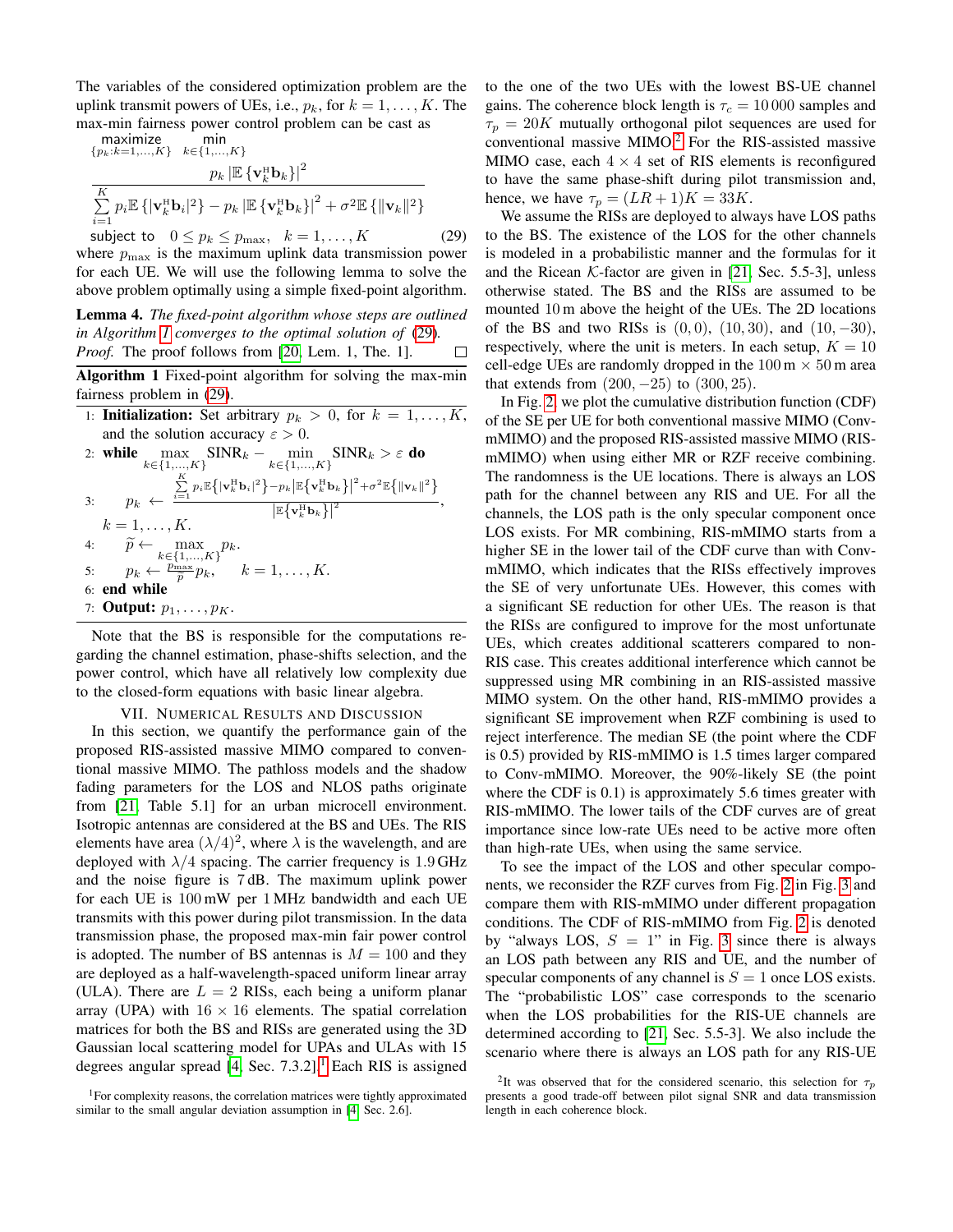The variables of the considered optimization problem are the uplink transmit powers of UEs, i.e., $p_k$, for $k = 1, \ldots, K$. The max-min fairness power control problem can be cast as

$$\underset{\{p_k:k=1,\ldots,K\}}{\text{maximize}} \quad \underset{k\in\{1,\ldots,K\}}{\min} \frac{p_k \left|\mathbb{E}\left\{\mathbf{v}_k^{\mathrm{H}}\mathbf{b}_k\right\}\right|^2}{\sum\limits_{i=1}^{K} p_i \mathbb{E}\left\{|\mathbf{v}_k^{\mathrm{H}}\mathbf{b}_i|^2\right\} - p_k \left|\mathbb{E}\left\{\mathbf{v}_k^{\mathrm{H}}\mathbf{b}_k\right\}\right|^2 + \sigma^2 \mathbb{E}\left\{\|\mathbf{v}_k\|^2\right\}}$$

$$\text{subject to} \quad 0 \leq p_k \leq p_{\max}, \quad k = 1, \ldots, K \tag{29}$$

where $p_{\max}$ is the maximum uplink data transmission power for each UE. We will use the following lemma to solve the above problem optimally using a simple fixed-point algorithm.

**Lemma 4.** *The fixed-point algorithm whose steps are outlined in Algorithm 1 converges to the optimal solution of (29).*

*Proof.* The proof follows from [20, Lem. 1, The. 1]. □

**Algorithm 1** Fixed-point algorithm for solving the max-min fairness problem in (29).

1: **Initialization:** Set arbitrary $p_k > 0$, for $k = 1, \ldots, K$, and the solution accuracy $\varepsilon > 0$.

2: **while** $\underset{k\in\{1,\ldots,K\}}{\max} \text{SINR}_k - \underset{k\in\{1,\ldots,K\}}{\min} \text{SINR}_k > \varepsilon$ **do**

3: $\quad p_k \leftarrow \frac{\sum\limits_{i=1}^{K} p_i \mathbb{E}\left\{|\mathbf{v}_k^{\mathrm{H}}\mathbf{b}_i|^2\right\} - p_k \left|\mathbb{E}\left\{\mathbf{v}_k^{\mathrm{H}}\mathbf{b}_k\right\}\right|^2 + \sigma^2 \mathbb{E}\left\{\|\mathbf{v}_k\|^2\right\}}{\left|\mathbb{E}\left\{\mathbf{v}_k^{\mathrm{H}}\mathbf{b}_k\right\}\right|^2}$, $k = 1, \ldots, K$.

4: $\quad \widetilde{p} \leftarrow \underset{k\in\{1,\ldots,K\}}{\max} p_k$.

5: $\quad p_k \leftarrow \frac{p_{\max}}{\widetilde{p}} p_k, \quad k = 1, \ldots, K$.

6: **end while**

7: **Output:** $p_1, \ldots, p_K$.

Note that the BS is responsible for the computations regarding the channel estimation, phase-shifts selection, and the power control, which have all relatively low complexity due to the closed-form equations with basic linear algebra.

## VII. Numerical Results and Discussion

In this section, we quantify the performance gain of the proposed RIS-assisted massive MIMO compared to conventional massive MIMO. The pathloss models and the shadow fading parameters for the LOS and NLOS paths originate from [21, Table 5.1] for an urban microcell environment. Isotropic antennas are considered at the BS and UEs. The RIS elements have area $(\lambda/4)^2$, where $\lambda$ is the wavelength, and are deployed with $\lambda/4$ spacing. The carrier frequency is 1.9 GHz and the noise figure is 7 dB. The maximum uplink power for each UE is 100 mW per 1 MHz bandwidth and each UE transmits with this power during pilot transmission. In the data transmission phase, the proposed max-min fair power control is adopted. The number of BS antennas is $M = 100$ and they are deployed as a half-wavelength-spaced uniform linear array (ULA). There are $L = 2$ RISs, each being a uniform planar array (UPA) with $16 \times 16$ elements. The spatial correlation matrices for both the BS and RISs are generated using the 3D Gaussian local scattering model for UPAs and ULAs with 15 degrees angular spread [4, Sec. 7.3.2].[1] Each RIS is assigned to the one of the two UEs with the lowest BS-UE channel gains. The coherence block length is $\tau_c = 10\,000$ samples and $\tau_p = 20K$ mutually orthogonal pilot sequences are used for conventional massive MIMO.[2] For the RIS-assisted massive MIMO case, each $4 \times 4$ set of RIS elements is reconfigured to have the same phase-shift during pilot transmission and, hence, we have $\tau_p = (LR + 1)K = 33K$.

We assume the RISs are deployed to always have LOS paths to the BS. The existence of the LOS for the other channels is modeled in a probabilistic manner and the formulas for it and the Ricean $\mathcal{K}$-factor are given in [21, Sec. 5.5-3], unless otherwise stated. The BS and the RISs are assumed to be mounted 10 m above the height of the UEs. The 2D locations of the BS and two RISs is $(0, 0)$, $(10, 30)$, and $(10, -30)$, respectively, where the unit is meters. In each setup, $K = 10$ cell-edge UEs are randomly dropped in the 100 m × 50 m area that extends from $(200, -25)$ to $(300, 25)$.

In Fig. 2, we plot the cumulative distribution function (CDF) of the SE per UE for both conventional massive MIMO (Conv-mMIMO) and the proposed RIS-assisted massive MIMO (RIS-mMIMO) when using either MR or RZF receive combining. The randomness is the UE locations. There is always an LOS path for the channel between any RIS and UE. For all the channels, the LOS path is the only specular component once LOS exists. For MR combining, RIS-mMIMO starts from a higher SE in the lower tail of the CDF curve than with Conv-mMIMO, which indicates that the RISs effectively improves the SE of very unfortunate UEs. However, this comes with a significant SE reduction for other UEs. The reason is that the RISs are configured to improve for the most unfortunate UEs, which creates additional scatterers compared to non-RIS case. This creates additional interference which cannot be suppressed using MR combining in an RIS-assisted massive MIMO system. On the other hand, RIS-mMIMO provides a significant SE improvement when RZF combining is used to reject interference. The median SE (the point where the CDF is 0.5) provided by RIS-mMIMO is 1.5 times larger compared to Conv-mMIMO. Moreover, the 90%-likely SE (the point where the CDF is 0.1) is approximately 5.6 times greater with RIS-mMIMO. The lower tails of the CDF curves are of great importance since low-rate UEs need to be active more often than high-rate UEs, when using the same service.

To see the impact of the LOS and other specular components, we reconsider the RZF curves from Fig. 2 in Fig. 3 and compare them with RIS-mMIMO under different propagation conditions. The CDF of RIS-mMIMO from Fig. 2 is denoted by "always LOS, $S = 1$" in Fig. 3 since there is always an LOS path between any RIS and UE, and the number of specular components of any channel is $S = 1$ once LOS exists. The "probabilistic LOS" case corresponds to the scenario when the LOS probabilities for the RIS-UE channels are determined according to [21, Sec. 5.5-3]. We also include the scenario where there is always an LOS path for any RIS-UE

[1] For complexity reasons, the correlation matrices were tightly approximated similar to the small angular deviation assumption in [4, Sec. 2.6].

[2] It was observed that for the considered scenario, this selection for $\tau_p$ presents a good trade-off between pilot signal SNR and data transmission length in each coherence block.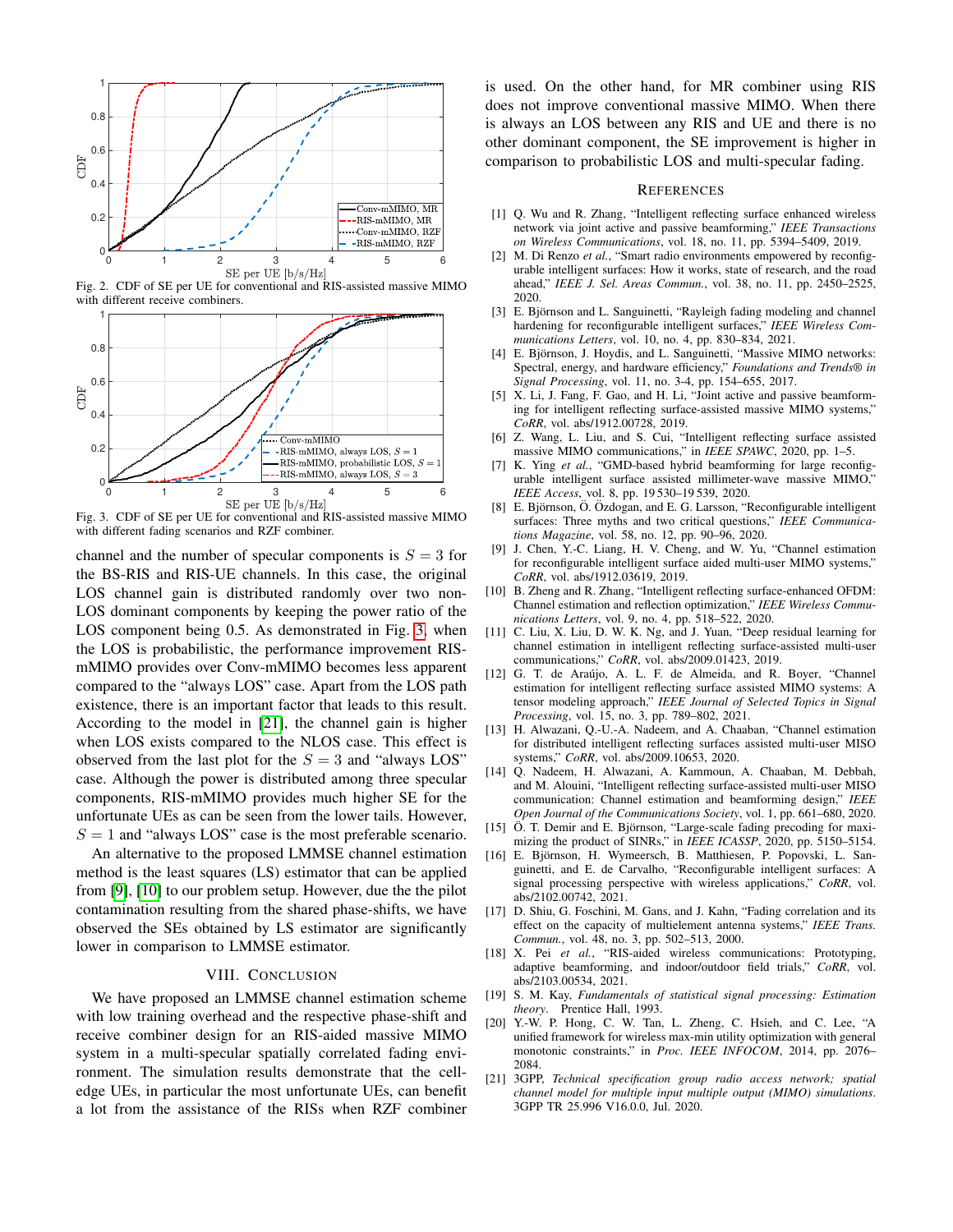1

0.8

0.6

0.4

0.2

0

CDF

0 1 2 3 4 5 6

SE per UE [b/s/Hz]

Conv-mMIMO, MR
RIS-mMIMO, MR
Conv-mMIMO, RZF
RIS-mMIMO, RZF

Fig. 2. CDF of SE per UE for conventional and RIS-assisted massive MIMO with different receive combiners.

1

0.8

0.6

0.4

0.2

0

CDF

0 1 2 3 4 5 6

SE per UE [b/s/Hz]

Conv-mMIMO
RIS-mMIMO, always LOS, $S = 1$
RIS-mMIMO, probabilistic LOS, $S = 1$
RIS-mMIMO, always LOS, $S = 3$

Fig. 3. CDF of SE per UE for conventional and RIS-assisted massive MIMO with different fading scenarios and RZF combiner.

channel and the number of specular components is $S = 3$ for the BS-RIS and RIS-UE channels. In this case, the original LOS channel gain is distributed randomly over two non-LOS dominant components by keeping the power ratio of the LOS component being 0.5. As demonstrated in Fig. 3, when the LOS is probabilistic, the performance improvement RIS-mMIMO provides over Conv-mMIMO becomes less apparent compared to the "always LOS" case. Apart from the LOS path existence, there is an important factor that leads to this result. According to the model in [21], the channel gain is higher when LOS exists compared to the NLOS case. This effect is observed from the last plot for the $S = 3$ and "always LOS" case. Although the power is distributed among three specular components, RIS-mMIMO provides much higher SE for the unfortunate UEs as can be seen from the lower tails. However, $S = 1$ and "always LOS" case is the most preferable scenario.

An alternative to the proposed LMMSE channel estimation method is the least squares (LS) estimator that can be applied from [9], [10] to our problem setup. However, due the the pilot contamination resulting from the shared phase-shifts, we have observed the SEs obtained by LS estimator are significantly lower in comparison to LMMSE estimator.

## VIII. Conclusion

We have proposed an LMMSE channel estimation scheme with low training overhead and the respective phase-shift and receive combiner design for an RIS-aided massive MIMO system in a multi-specular spatially correlated fading environment. The simulation results demonstrate that the cell-edge UEs, in particular the most unfortunate UEs, can benefit a lot from the assistance of the RISs when RZF combiner is used. On the other hand, for MR combiner using RIS does not improve conventional massive MIMO. When there is always an LOS between any RIS and UE and there is no other dominant component, the SE improvement is higher in comparison to probabilistic LOS and multi-specular fading.

## References

[1] Q. Wu and R. Zhang, "Intelligent reflecting surface enhanced wireless network via joint active and passive beamforming," *IEEE Transactions on Wireless Communications*, vol. 18, no. 11, pp. 5394–5409, 2019.

[2] M. Di Renzo *et al.*, "Smart radio environments empowered by reconfigurable intelligent surfaces: How it works, state of research, and the road ahead," *IEEE J. Sel. Areas Commun.*, vol. 38, no. 11, pp. 2450–2525, 2020.

[3] E. Björnson and L. Sanguinetti, "Rayleigh fading modeling and channel hardening for reconfigurable intelligent surfaces," *IEEE Wireless Communications Letters*, vol. 10, no. 4, pp. 830–834, 2021.

[4] E. Björnson, J. Hoydis, and L. Sanguinetti, "Massive MIMO networks: Spectral, energy, and hardware efficiency," *Foundations and Trends® in Signal Processing*, vol. 11, no. 3-4, pp. 154–655, 2017.

[5] X. Li, J. Fang, F. Gao, and H. Li, "Joint active and passive beamforming for intelligent reflecting surface-assisted massive MIMO systems," *CoRR*, vol. abs/1912.00728, 2019.

[6] Z. Wang, L. Liu, and S. Cui, "Intelligent reflecting surface assisted massive MIMO communications," in *IEEE SPAWC*, 2020, pp. 1–5.

[7] K. Ying *et al.*, "GMD-based hybrid beamforming for large reconfigurable intelligent surface assisted millimeter-wave massive MIMO," *IEEE Access*, vol. 8, pp. 19 530–19 539, 2020.

[8] E. Björnson, Ö. Özdogan, and E. G. Larsson, "Reconfigurable intelligent surfaces: Three myths and two critical questions," *IEEE Communications Magazine*, vol. 58, no. 12, pp. 90–96, 2020.

[9] J. Chen, Y.-C. Liang, H. V. Cheng, and W. Yu, "Channel estimation for reconfigurable intelligent surface aided multi-user MIMO systems," *CoRR*, vol. abs/1912.03619, 2019.

[10] B. Zheng and R. Zhang, "Intelligent reflecting surface-enhanced OFDM: Channel estimation and reflection optimization," *IEEE Wireless Communications Letters*, vol. 9, no. 4, pp. 518–522, 2020.

[11] C. Liu, X. Liu, D. W. K. Ng, and J. Yuan, "Deep residual learning for channel estimation in intelligent reflecting surface-assisted multi-user communications," *CoRR*, vol. abs/2009.01423, 2019.

[12] G. T. de Araújo, A. L. F. de Almeida, and R. Boyer, "Channel estimation for intelligent reflecting surface assisted MIMO systems: A tensor modeling approach," *IEEE Journal of Selected Topics in Signal Processing*, vol. 15, no. 3, pp. 789–802, 2021.

[13] H. Alwazani, Q.-U.-A. Nadeem, and A. Chaaban, "Channel estimation for distributed intelligent reflecting surfaces assisted multi-user MISO systems," *CoRR*, vol. abs/2009.10653, 2020.

[14] Q. Nadeem, H. Alwazani, A. Kammoun, A. Chaaban, M. Debbah, and M. Alouini, "Intelligent reflecting surface-assisted multi-user MISO communication: Channel estimation and beamforming design," *IEEE Open Journal of the Communications Society*, vol. 1, pp. 661–680, 2020.

[15] Ö. T. Demir and E. Björnson, "Large-scale fading precoding for maximizing the product of SINRs," in *IEEE ICASSP*, 2020, pp. 5150–5154.

[16] E. Björnson, H. Wymeersch, B. Matthiesen, P. Popovski, L. Sanguinetti, and E. de Carvalho, "Reconfigurable intelligent surfaces: A signal processing perspective with wireless applications," *CoRR*, vol. abs/2102.00742, 2021.

[17] D. Shiu, G. Foschini, M. Gans, and J. Kahn, "Fading correlation and its effect on the capacity of multielement antenna systems," *IEEE Trans. Commun.*, vol. 48, no. 3, pp. 502–513, 2000.

[18] X. Pei *et al.*, "RIS-aided wireless communications: Prototyping, adaptive beamforming, and indoor/outdoor field trials," *CoRR*, vol. abs/2103.00534, 2021.

[19] S. M. Kay, *Fundamentals of statistical signal processing: Estimation theory*. Prentice Hall, 1993.

[20] Y.-W. P. Hong, C. W. Tan, L. Zheng, C. Hsieh, and C. Lee, "A unified framework for wireless max-min utility optimization with general monotonic constraints," in *Proc. IEEE INFOCOM*, 2014, pp. 2076–2084.

[21] 3GPP, *Technical specification group radio access network; spatial channel model for multiple input multiple output (MIMO) simulations*. 3GPP TR 25.996 V16.0.0, Jul. 2020.